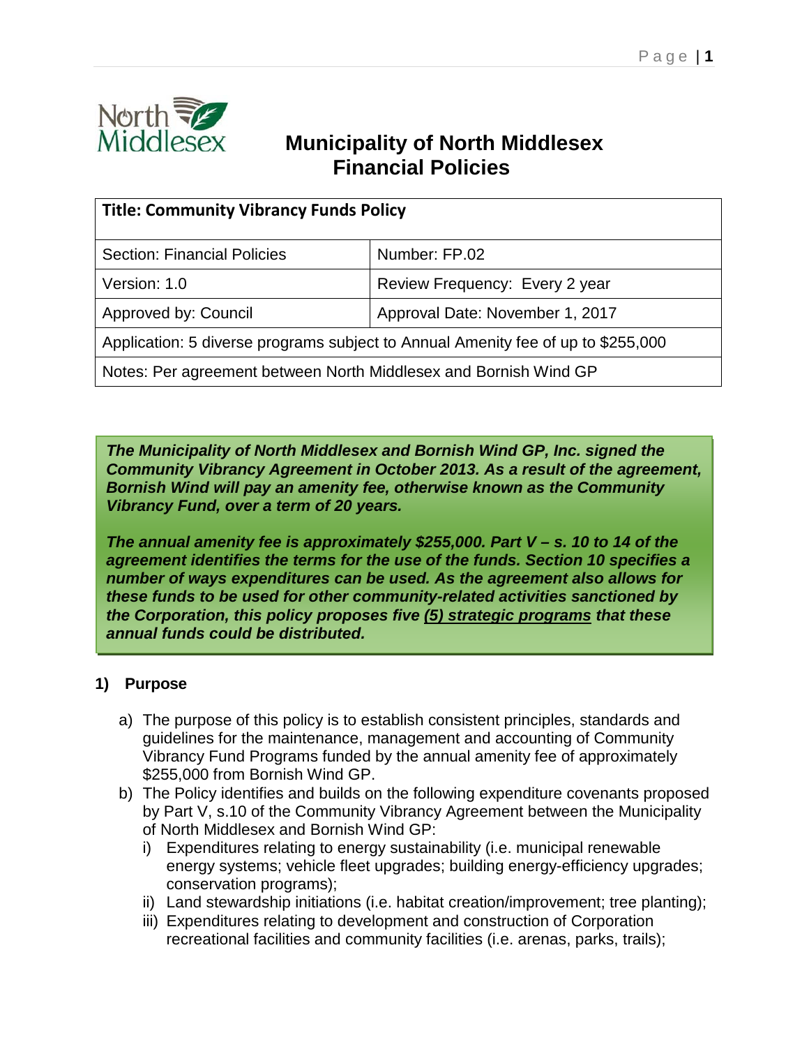# Municipality of North Middlesex Financial Policies

| Title: Community Vibrancy Funds Policy | |
|---|---|
| Section: Financial Policies | Number: FP.02 |
| Version: 1.0 | Review Frequency: Every 2 year |
| Approved by: Council | Approval Date: November 1, 2017 |
| Application: 5 diverse programs subject to Annual Amenity fee of up to $255,000 | |
| Notes: Per agreement between North Middlesex and Bornish Wind GP | |

***The Municipality of North Middlesex and Bornish Wind GP, Inc. signed the Community Vibrancy Agreement in October 2013. As a result of the agreement, Bornish Wind will pay an amenity fee, otherwise known as the Community Vibrancy Fund, over a term of 20 years.***

***The annual amenity fee is approximately $255,000. Part V – s. 10 to 14 of the agreement identifies the terms for the use of the funds. Section 10 specifies a number of ways expenditures can be used. As the agreement also allows for these funds to be used for other community-related activities sanctioned by the Corporation, this policy proposes five <u>(5) strategic programs</u> that these annual funds could be distributed.***

## 1) Purpose

a) The purpose of this policy is to establish consistent principles, standards and guidelines for the maintenance, management and accounting of Community Vibrancy Fund Programs funded by the annual amenity fee of approximately $255,000 from Bornish Wind GP.

b) The Policy identifies and builds on the following expenditure covenants proposed by Part V, s.10 of the Community Vibrancy Agreement between the Municipality of North Middlesex and Bornish Wind GP:

   i) Expenditures relating to energy sustainability (i.e. municipal renewable energy systems; vehicle fleet upgrades; building energy-efficiency upgrades; conservation programs);

   ii) Land stewardship initiations (i.e. habitat creation/improvement; tree planting);

   iii) Expenditures relating to development and construction of Corporation recreational facilities and community facilities (i.e. arenas, parks, trails);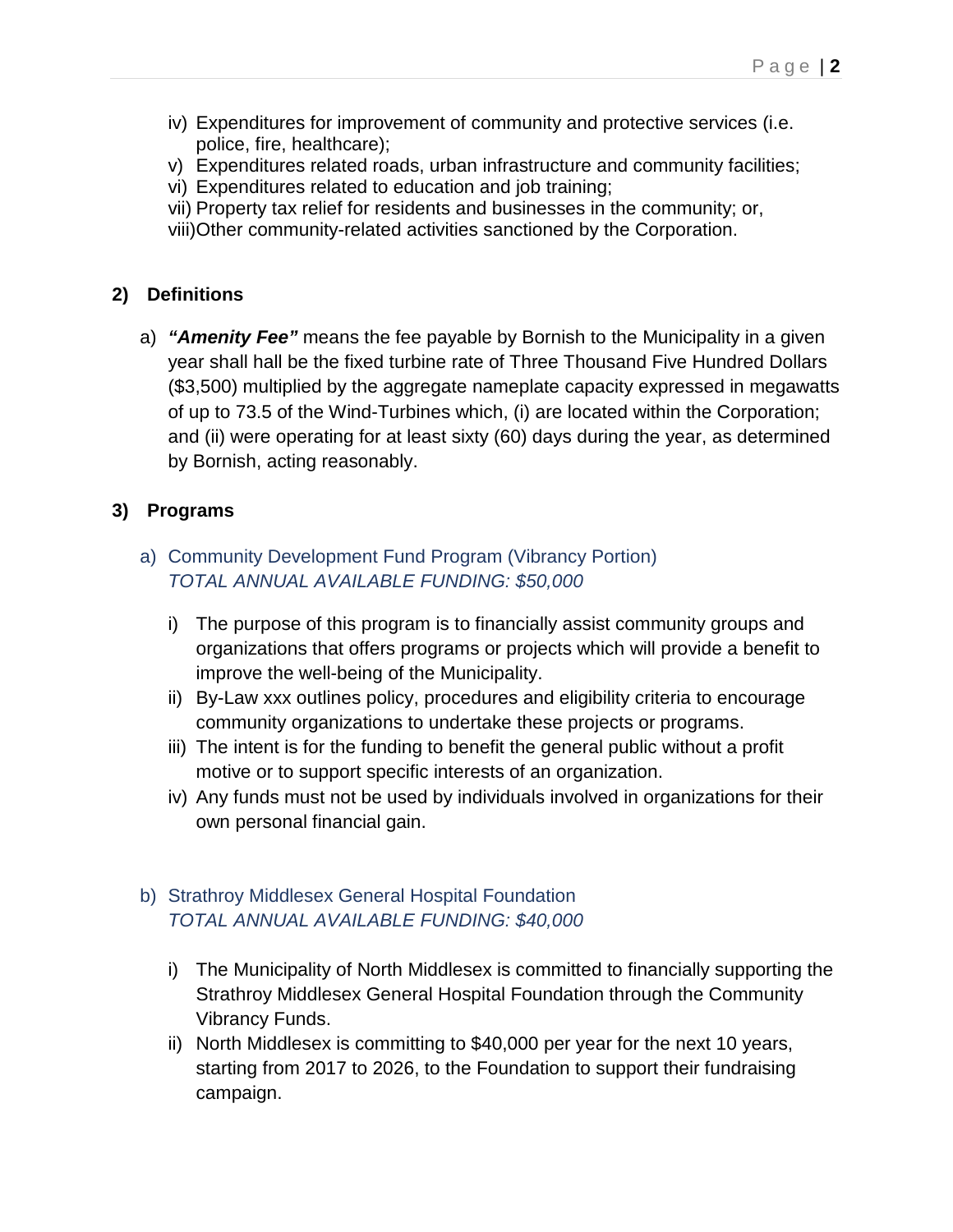iv) Expenditures for improvement of community and protective services (i.e. police, fire, healthcare);
v) Expenditures related roads, urban infrastructure and community facilities;
vi) Expenditures related to education and job training;
vii) Property tax relief for residents and businesses in the community; or,
viii) Other community-related activities sanctioned by the Corporation.

## 2) Definitions

a) ***"Amenity Fee"*** means the fee payable by Bornish to the Municipality in a given year shall hall be the fixed turbine rate of Three Thousand Five Hundred Dollars ($3,500) multiplied by the aggregate nameplate capacity expressed in megawatts of up to 73.5 of the Wind-Turbines which, (i) are located within the Corporation; and (ii) were operating for at least sixty (60) days during the year, as determined by Bornish, acting reasonably.

## 3) Programs

### a) Community Development Fund Program (Vibrancy Portion)
*TOTAL ANNUAL AVAILABLE FUNDING: $50,000*

i) The purpose of this program is to financially assist community groups and organizations that offers programs or projects which will provide a benefit to improve the well-being of the Municipality.
ii) By-Law xxx outlines policy, procedures and eligibility criteria to encourage community organizations to undertake these projects or programs.
iii) The intent is for the funding to benefit the general public without a profit motive or to support specific interests of an organization.
iv) Any funds must not be used by individuals involved in organizations for their own personal financial gain.

### b) Strathroy Middlesex General Hospital Foundation
*TOTAL ANNUAL AVAILABLE FUNDING: $40,000*

i) The Municipality of North Middlesex is committed to financially supporting the Strathroy Middlesex General Hospital Foundation through the Community Vibrancy Funds.
ii) North Middlesex is committing to $40,000 per year for the next 10 years, starting from 2017 to 2026, to the Foundation to support their fundraising campaign.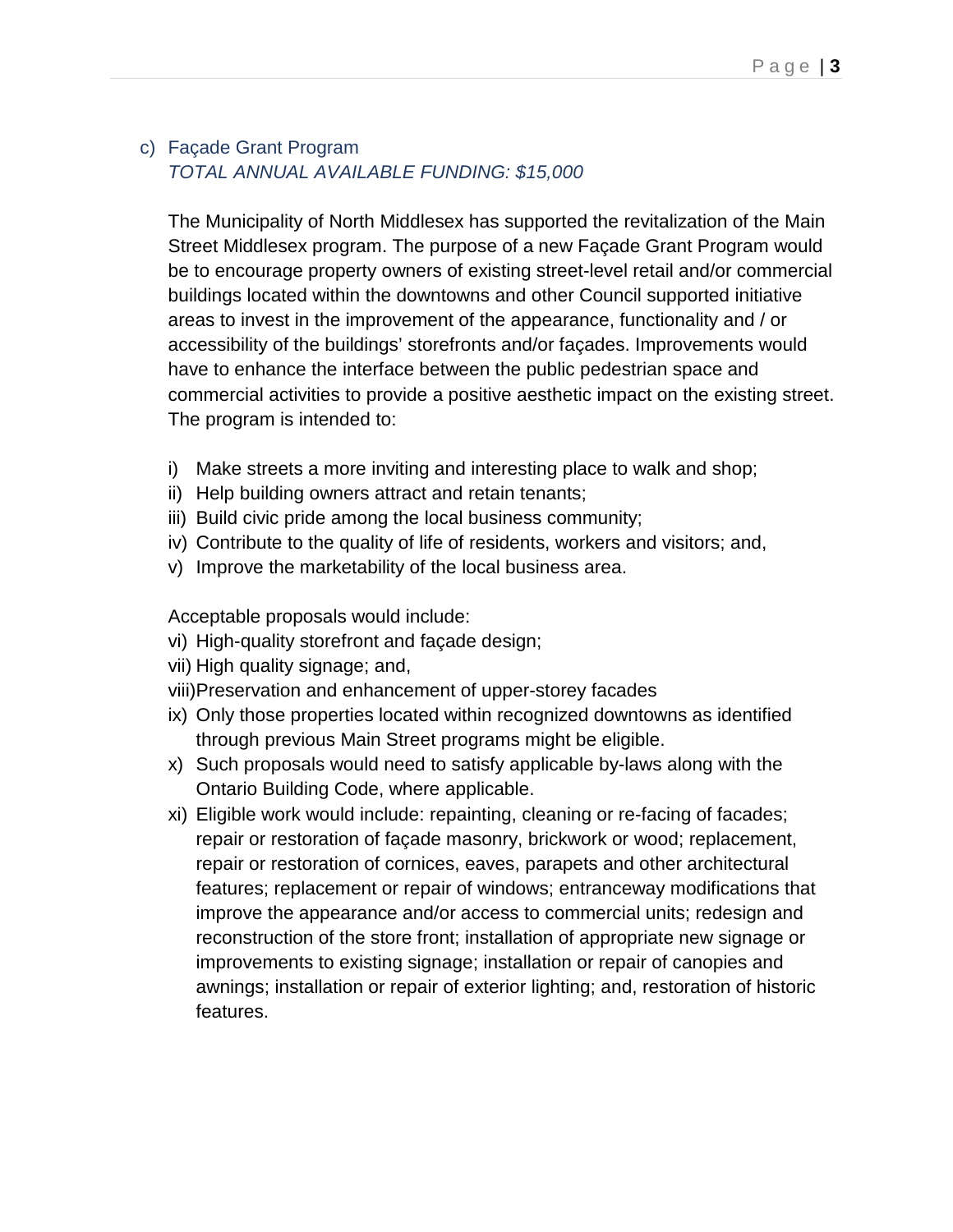### c) Façade Grant Program

*TOTAL ANNUAL AVAILABLE FUNDING: $15,000*

The Municipality of North Middlesex has supported the revitalization of the Main Street Middlesex program. The purpose of a new Façade Grant Program would be to encourage property owners of existing street-level retail and/or commercial buildings located within the downtowns and other Council supported initiative areas to invest in the improvement of the appearance, functionality and / or accessibility of the buildings' storefronts and/or façades. Improvements would have to enhance the interface between the public pedestrian space and commercial activities to provide a positive aesthetic impact on the existing street. The program is intended to:

i) Make streets a more inviting and interesting place to walk and shop;
ii) Help building owners attract and retain tenants;
iii) Build civic pride among the local business community;
iv) Contribute to the quality of life of residents, workers and visitors; and,
v) Improve the marketability of the local business area.

Acceptable proposals would include:

vi) High-quality storefront and façade design;
vii) High quality signage; and,
viii) Preservation and enhancement of upper-storey facades
ix) Only those properties located within recognized downtowns as identified through previous Main Street programs might be eligible.
x) Such proposals would need to satisfy applicable by-laws along with the Ontario Building Code, where applicable.
xi) Eligible work would include: repainting, cleaning or re-facing of facades; repair or restoration of façade masonry, brickwork or wood; replacement, repair or restoration of cornices, eaves, parapets and other architectural features; replacement or repair of windows; entranceway modifications that improve the appearance and/or access to commercial units; redesign and reconstruction of the store front; installation of appropriate new signage or improvements to existing signage; installation or repair of canopies and awnings; installation or repair of exterior lighting; and, restoration of historic features.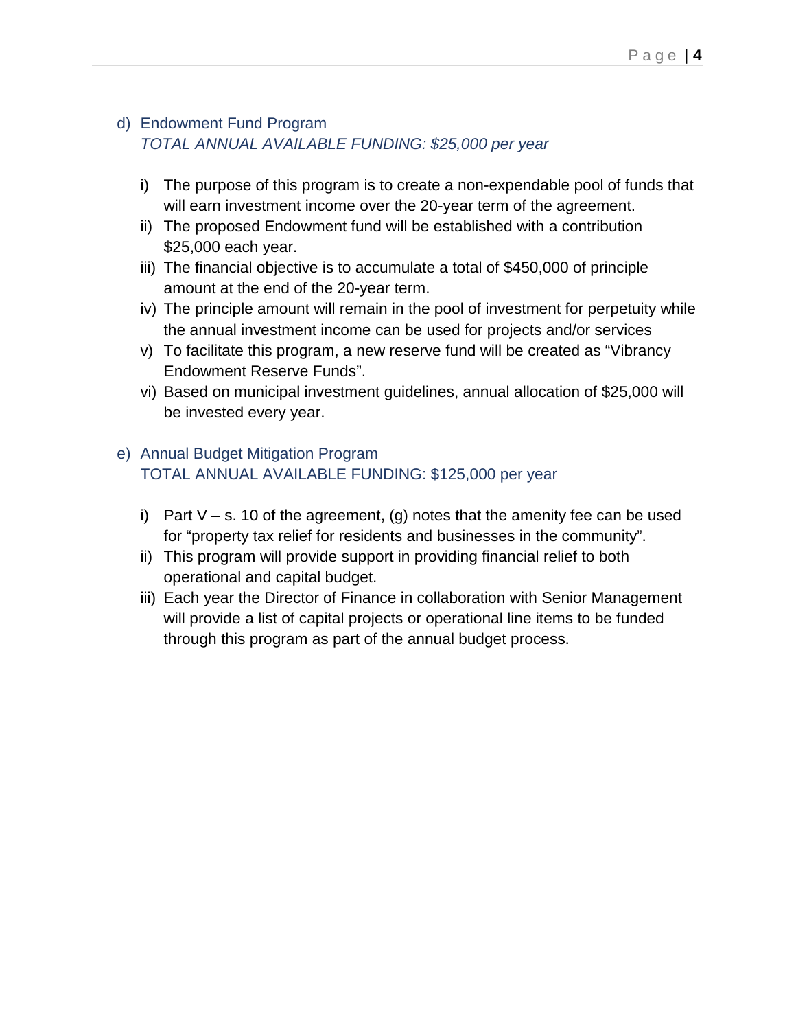d) Endowment Fund Program
*TOTAL ANNUAL AVAILABLE FUNDING: $25,000 per year*

i) The purpose of this program is to create a non-expendable pool of funds that will earn investment income over the 20-year term of the agreement.
ii) The proposed Endowment fund will be established with a contribution $25,000 each year.
iii) The financial objective is to accumulate a total of $450,000 of principle amount at the end of the 20-year term.
iv) The principle amount will remain in the pool of investment for perpetuity while the annual investment income can be used for projects and/or services
v) To facilitate this program, a new reserve fund will be created as "Vibrancy Endowment Reserve Funds".
vi) Based on municipal investment guidelines, annual allocation of $25,000 will be invested every year.

e) Annual Budget Mitigation Program
TOTAL ANNUAL AVAILABLE FUNDING: $125,000 per year

i) Part V – s. 10 of the agreement, (g) notes that the amenity fee can be used for "property tax relief for residents and businesses in the community".
ii) This program will provide support in providing financial relief to both operational and capital budget.
iii) Each year the Director of Finance in collaboration with Senior Management will provide a list of capital projects or operational line items to be funded through this program as part of the annual budget process.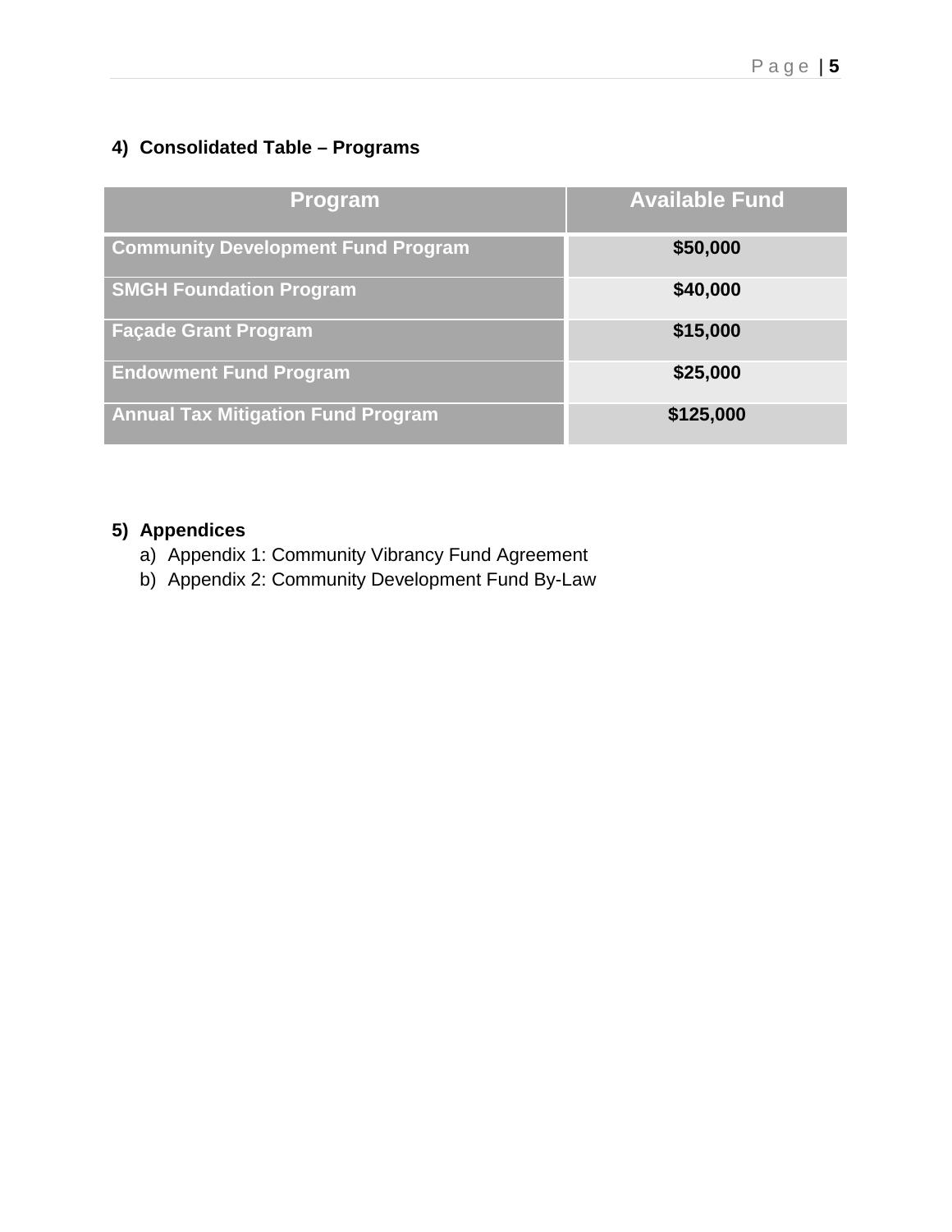#### 4) Consolidated Table – Programs

| Program | Available Fund |
|---|---|
| **Community Development Fund Program** | **$50,000** |
| **SMGH Foundation Program** | **$40,000** |
| **Façade Grant Program** | **$15,000** |
| **Endowment Fund Program** | **$25,000** |
| **Annual Tax Mitigation Fund Program** | **$125,000** |

#### 5) Appendices

a) Appendix 1: Community Vibrancy Fund Agreement
b) Appendix 2: Community Development Fund By-Law